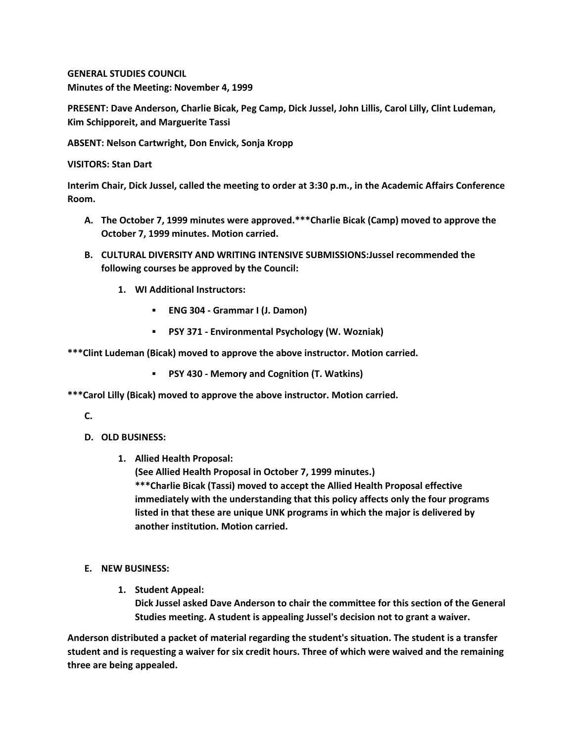**GENERAL STUDIES COUNCIL**
**Minutes of the Meeting: November 4, 1999**

**PRESENT: Dave Anderson, Charlie Bicak, Peg Camp, Dick Jussel, John Lillis, Carol Lilly, Clint Ludeman, Kim Schipporeit, and Marguerite Tassi**

**ABSENT: Nelson Cartwright, Don Envick, Sonja Kropp**

**VISITORS: Stan Dart**

**Interim Chair, Dick Jussel, called the meeting to order at 3:30 p.m., in the Academic Affairs Conference Room.**

A. **The October 7, 1999 minutes were approved.***Charlie Bicak (Camp) moved to approve the October 7, 1999 minutes. Motion carried.**

B. **CULTURAL DIVERSITY AND WRITING INTENSIVE SUBMISSIONS:Jussel recommended the following courses be approved by the Council:**

   1. **WI Additional Instructors:**

      - **ENG 304 - Grammar I (J. Damon)**
      - **PSY 371 - Environmental Psychology (W. Wozniak)**

****Clint Ludeman (Bicak) moved to approve the above instructor. Motion carried.**

      - **PSY 430 - Memory and Cognition (T. Watkins)**

****Carol Lilly (Bicak) moved to approve the above instructor. Motion carried.**

C.

D. **OLD BUSINESS:**

   1. **Allied Health Proposal:**
      **(See Allied Health Proposal in October 7, 1999 minutes.)**
      ****Charlie Bicak (Tassi) moved to accept the Allied Health Proposal effective immediately with the understanding that this policy affects only the four programs listed in that these are unique UNK programs in which the major is delivered by another institution. Motion carried.**

E. **NEW BUSINESS:**

   1. **Student Appeal:**
      **Dick Jussel asked Dave Anderson to chair the committee for this section of the General Studies meeting. A student is appealing Jussel's decision not to grant a waiver.**

**Anderson distributed a packet of material regarding the student's situation. The student is a transfer student and is requesting a waiver for six credit hours. Three of which were waived and the remaining three are being appealed.**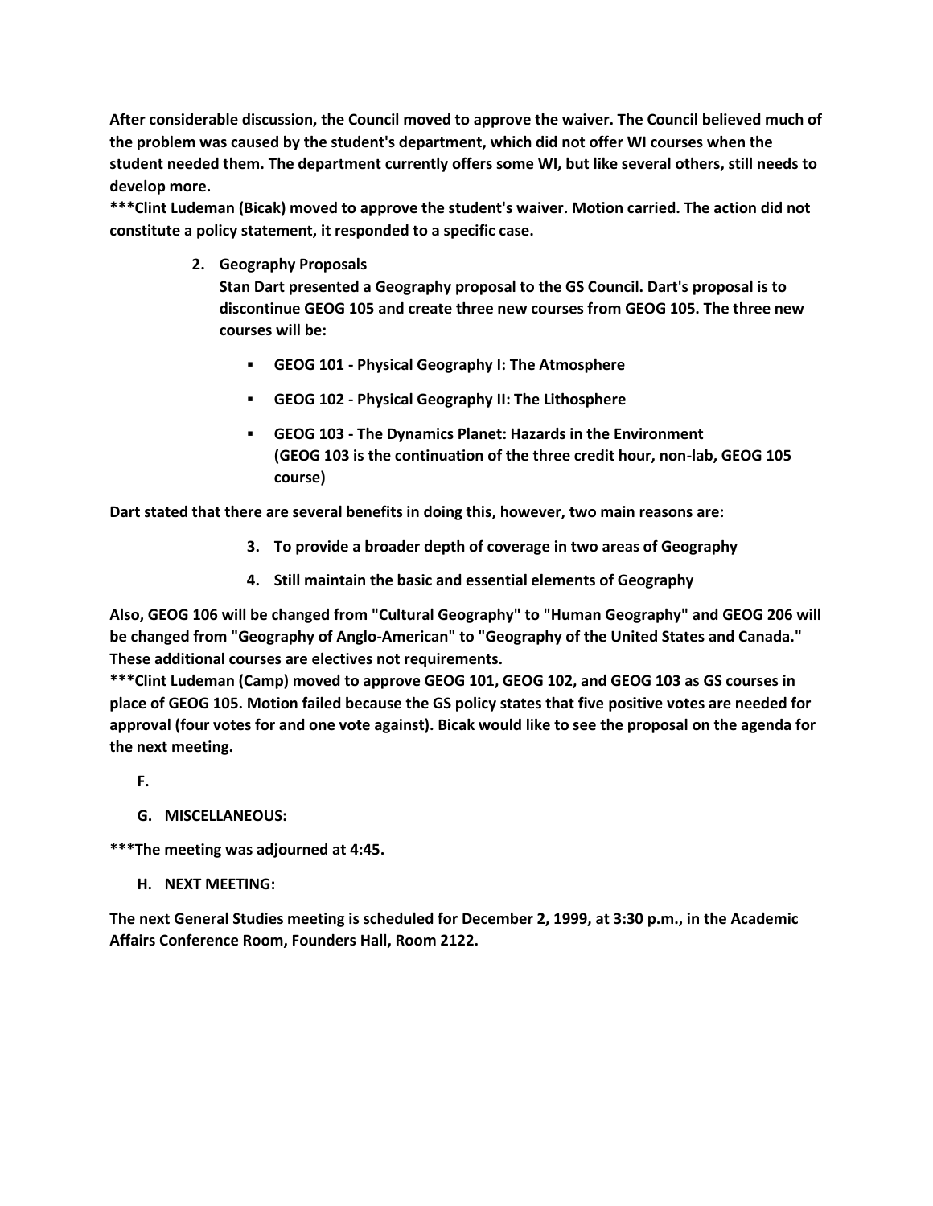**After considerable discussion, the Council moved to approve the waiver. The Council believed much of the problem was caused by the student's department, which did not offer WI courses when the student needed them. The department currently offers some WI, but like several others, still needs to develop more.**

**\*\*\*Clint Ludeman (Bicak) moved to approve the student's waiver. Motion carried. The action did not constitute a policy statement, it responded to a specific case.**

2. **Geography Proposals**
   **Stan Dart presented a Geography proposal to the GS Council. Dart's proposal is to discontinue GEOG 105 and create three new courses from GEOG 105. The three new courses will be:**

   - **GEOG 101 - Physical Geography I: The Atmosphere**
   - **GEOG 102 - Physical Geography II: The Lithosphere**
   - **GEOG 103 - The Dynamics Planet: Hazards in the Environment (GEOG 103 is the continuation of the three credit hour, non-lab, GEOG 105 course)**

**Dart stated that there are several benefits in doing this, however, two main reasons are:**

3. **To provide a broader depth of coverage in two areas of Geography**
4. **Still maintain the basic and essential elements of Geography**

**Also, GEOG 106 will be changed from "Cultural Geography" to "Human Geography" and GEOG 206 will be changed from "Geography of Anglo-American" to "Geography of the United States and Canada." These additional courses are electives not requirements.**

**\*\*\*Clint Ludeman (Camp) moved to approve GEOG 101, GEOG 102, and GEOG 103 as GS courses in place of GEOG 105. Motion failed because the GS policy states that five positive votes are needed for approval (four votes for and one vote against). Bicak would like to see the proposal on the agenda for the next meeting.**

**F.**

**G. MISCELLANEOUS:**

**\*\*\*The meeting was adjourned at 4:45.**

**H. NEXT MEETING:**

**The next General Studies meeting is scheduled for December 2, 1999, at 3:30 p.m., in the Academic Affairs Conference Room, Founders Hall, Room 2122.**